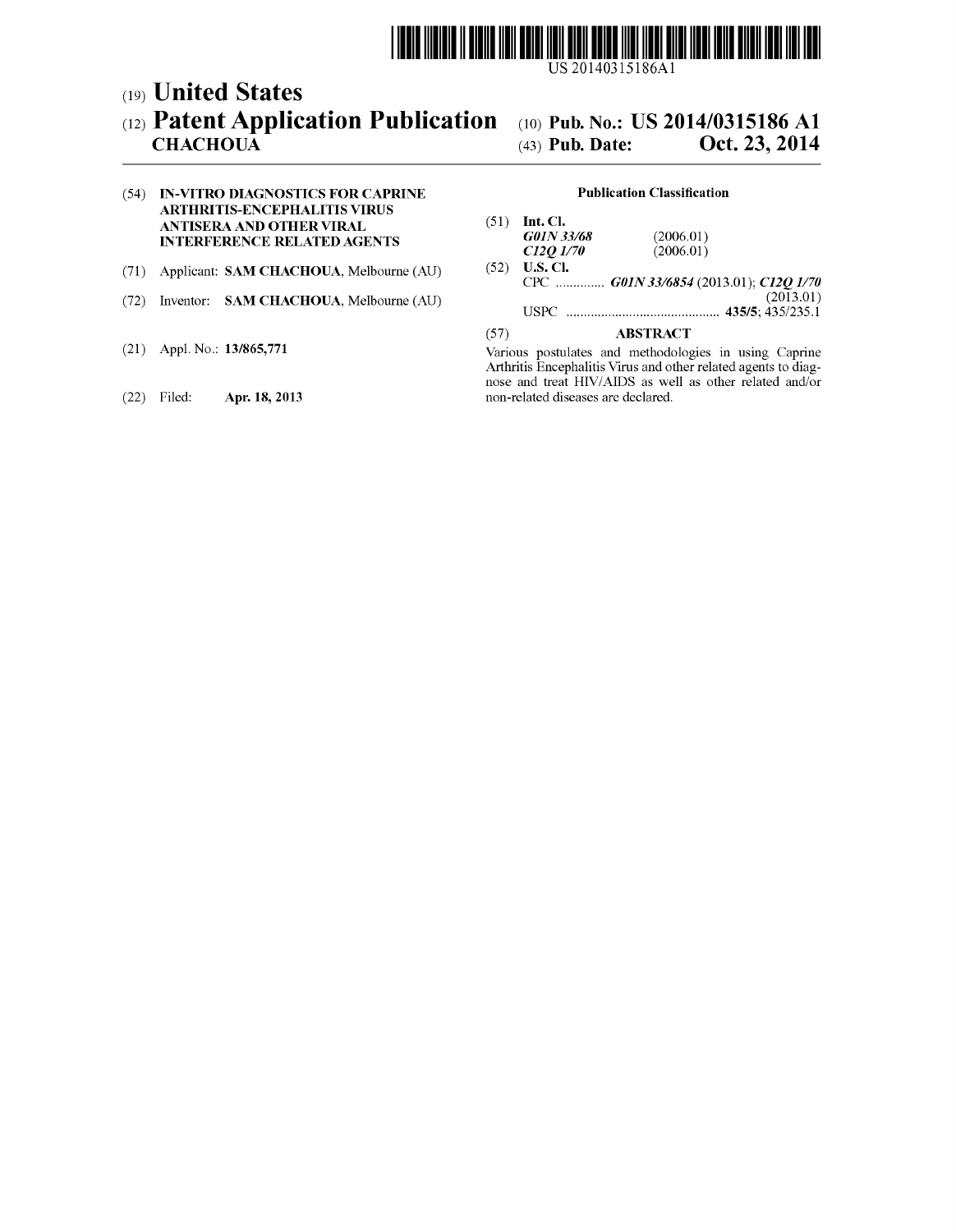US 20140315186A1

(19) **United States**

(12) **Patent Application Publication** (10) **Pub. No.: US 2014/0315186 A1**

**CHACHOUA** (43) **Pub. Date: Oct. 23, 2014**

(54) **IN-VITRO DIAGNOSTICS FOR CAPRINE ARTHRITIS-ENCEPHALITIS VIRUS ANTISERA AND OTHER VIRAL INTERFERENCE RELATED AGENTS**

(71) Applicant: **SAM CHACHOUA**, Melbourne (AU)

(72) Inventor: **SAM CHACHOUA**, Melbourne (AU)

(21) Appl. No.: **13/865,771**

(22) Filed: **Apr. 18, 2013**

**Publication Classification**

(51) **Int. Cl.**

***G01N 33/68*** (2006.01)

***C12Q 1/70*** (2006.01)

(52) **U.S. Cl.**

CPC .............. ***G01N 33/6854*** (2013.01); ***C12Q 1/70*** (2013.01)

USPC ........................................... **435/5**; 435/235.1

(57) **ABSTRACT**

Various postulates and methodologies in using Caprine Arthritis Encephalitis Virus and other related agents to diagnose and treat HIV/AIDS as well as other related and/or non-related diseases are declared.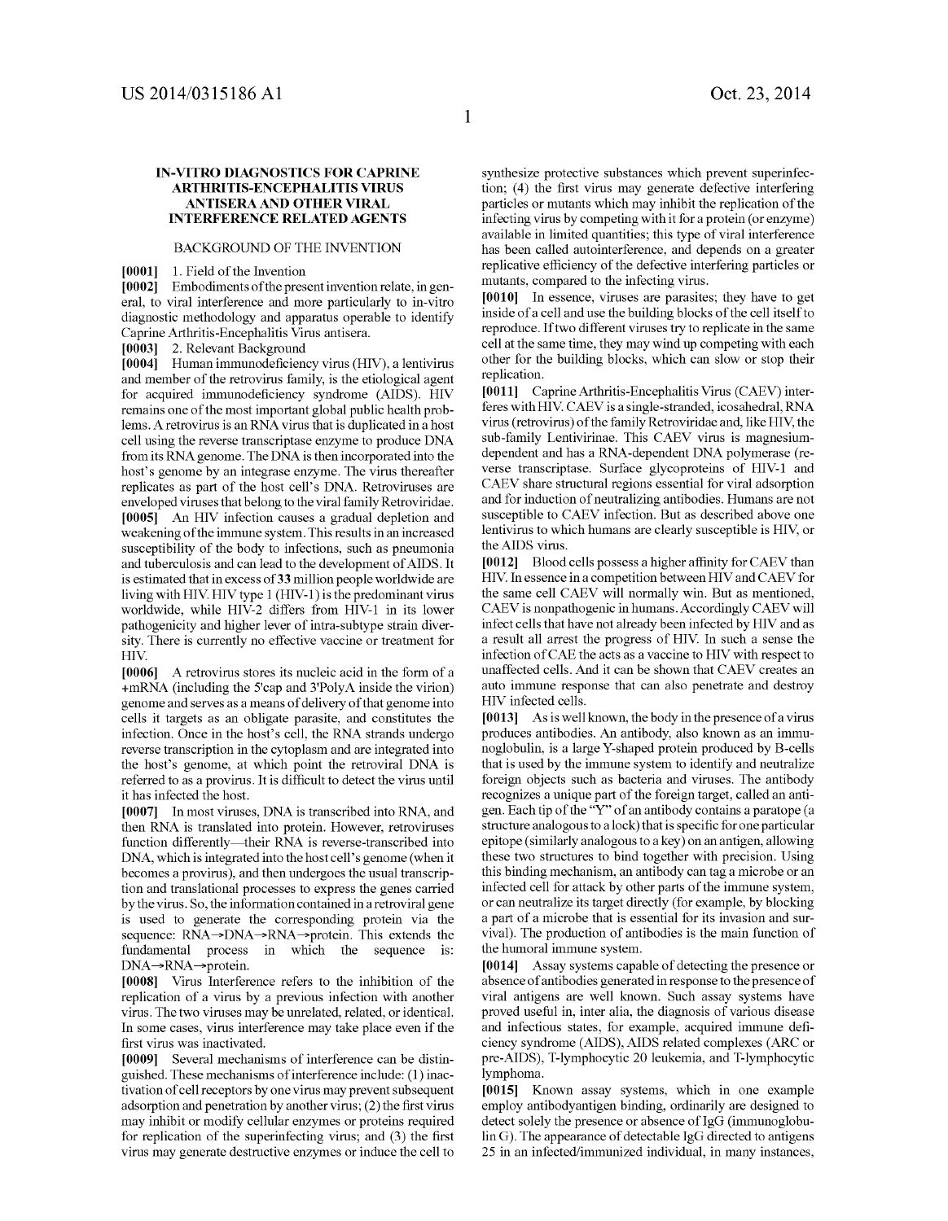# IN-VITRO DIAGNOSTICS FOR CAPRINE ARTHRITIS-ENCEPHALITIS VIRUS ANTISERA AND OTHER VIRAL INTERFERENCE RELATED AGENTS

## BACKGROUND OF THE INVENTION

**[0001]** 1. Field of the Invention

**[0002]** Embodiments of the present invention relate, in general, to viral interference and more particularly to in-vitro diagnostic methodology and apparatus operable to identify Caprine Arthritis-Encephalitis Virus antisera.

**[0003]** 2. Relevant Background

**[0004]** Human immunodeficiency virus (HIV), a lentivirus and member of the retrovirus family, is the etiological agent for acquired immunodeficiency syndrome (AIDS). HIV remains one of the most important global public health problems. A retrovirus is an RNA virus that is duplicated in a host cell using the reverse transcriptase enzyme to produce DNA from its RNA genome. The DNA is then incorporated into the host's genome by an integrase enzyme. The virus thereafter replicates as part of the host cell's DNA. Retroviruses are enveloped viruses that belong to the viral family Retroviridae.

**[0005]** An HIV infection causes a gradual depletion and weakening of the immune system. This results in an increased susceptibility of the body to infections, such as pneumonia and tuberculosis and can lead to the development of AIDS. It is estimated that in excess of **33** million people worldwide are living with HIV. HIV type 1 (HIV-1) is the predominant virus worldwide, while HIV-2 differs from HIV-1 in its lower pathogenicity and higher lever of intra-subtype strain diversity. There is currently no effective vaccine or treatment for HIV.

**[0006]** A retrovirus stores its nucleic acid in the form of a +mRNA (including the 5'cap and 3'PolyA inside the virion) genome and serves as a means of delivery of that genome into cells it targets as an obligate parasite, and constitutes the infection. Once in the host's cell, the RNA strands undergo reverse transcription in the cytoplasm and are integrated into the host's genome, at which point the retroviral DNA is referred to as a provirus. It is difficult to detect the virus until it has infected the host.

**[0007]** In most viruses, DNA is transcribed into RNA, and then RNA is translated into protein. However, retroviruses function differently—their RNA is reverse-transcribed into DNA, which is integrated into the host cell's genome (when it becomes a provirus), and then undergoes the usual transcription and translational processes to express the genes carried by the virus. So, the information contained in a retroviral gene is used to generate the corresponding protein via the sequence: RNA→DNA→RNA→protein. This extends the fundamental process in which the sequence is: DNA→RNA→protein.

**[0008]** Virus Interference refers to the inhibition of the replication of a virus by a previous infection with another virus. The two viruses may be unrelated, related, or identical. In some cases, virus interference may take place even if the first virus was inactivated.

**[0009]** Several mechanisms of interference can be distinguished. These mechanisms of interference include: (1) inactivation of cell receptors by one virus may prevent subsequent adsorption and penetration by another virus; (2) the first virus may inhibit or modify cellular enzymes or proteins required for replication of the superinfecting virus; and (3) the first virus may generate destructive enzymes or induce the cell to synthesize protective substances which prevent superinfection; (4) the first virus may generate defective interfering particles or mutants which may inhibit the replication of the infecting virus by competing with it for a protein (or enzyme) available in limited quantities; this type of viral interference has been called autointerference, and depends on a greater replicative efficiency of the defective interfering particles or mutants, compared to the infecting virus.

**[0010]** In essence, viruses are parasites; they have to get inside of a cell and use the building blocks of the cell itself to reproduce. If two different viruses try to replicate in the same cell at the same time, they may wind up competing with each other for the building blocks, which can slow or stop their replication.

**[0011]** Caprine Arthritis-Encephalitis Virus (CAEV) interferes with HIV. CAEV is a single-stranded, icosahedral, RNA virus (retrovirus) of the family Retroviridae and, like HIV, the sub-family Lentivirinae. This CAEV virus is magnesium-dependent and has a RNA-dependent DNA polymerase (reverse transcriptase. Surface glycoproteins of HIV-1 and CAEV share structural regions essential for viral adsorption and for induction of neutralizing antibodies. Humans are not susceptible to CAEV infection. But as described above one lentivirus to which humans are clearly susceptible is HIV, or the AIDS virus.

**[0012]** Blood cells possess a higher affinity for CAEV than HIV. In essence in a competition between HIV and CAEV for the same cell CAEV will normally win. But as mentioned, CAEV is nonpathogenic in humans. Accordingly CAEV will infect cells that have not already been infected by HIV and as a result all arrest the progress of HIV. In such a sense the infection of CAE the acts as a vaccine to HIV with respect to unaffected cells. And it can be shown that CAEV creates an auto immune response that can also penetrate and destroy HIV infected cells.

**[0013]** As is well known, the body in the presence of a virus produces antibodies. An antibody, also known as an immunoglobulin, is a large Y-shaped protein produced by B-cells that is used by the immune system to identify and neutralize foreign objects such as bacteria and viruses. The antibody recognizes a unique part of the foreign target, called an antigen. Each tip of the "Y" of an antibody contains a paratope (a structure analogous to a lock) that is specific for one particular epitope (similarly analogous to a key) on an antigen, allowing these two structures to bind together with precision. Using this binding mechanism, an antibody can tag a microbe or an infected cell for attack by other parts of the immune system, or can neutralize its target directly (for example, by blocking a part of a microbe that is essential for its invasion and survival). The production of antibodies is the main function of the humoral immune system.

**[0014]** Assay systems capable of detecting the presence or absence of antibodies generated in response to the presence of viral antigens are well known. Such assay systems have proved useful in, inter alia, the diagnosis of various disease and infectious states, for example, acquired immune deficiency syndrome (AIDS), AIDS related complexes (ARC or pre-AIDS), T-lymphocytic 20 leukemia, and T-lymphocytic lymphoma.

**[0015]** Known assay systems, which in one example employ antibodyantigen binding, ordinarily are designed to detect solely the presence or absence of IgG (immunoglobulin G). The appearance of detectable IgG directed to antigens 25 in an infected/immunized individual, in many instances,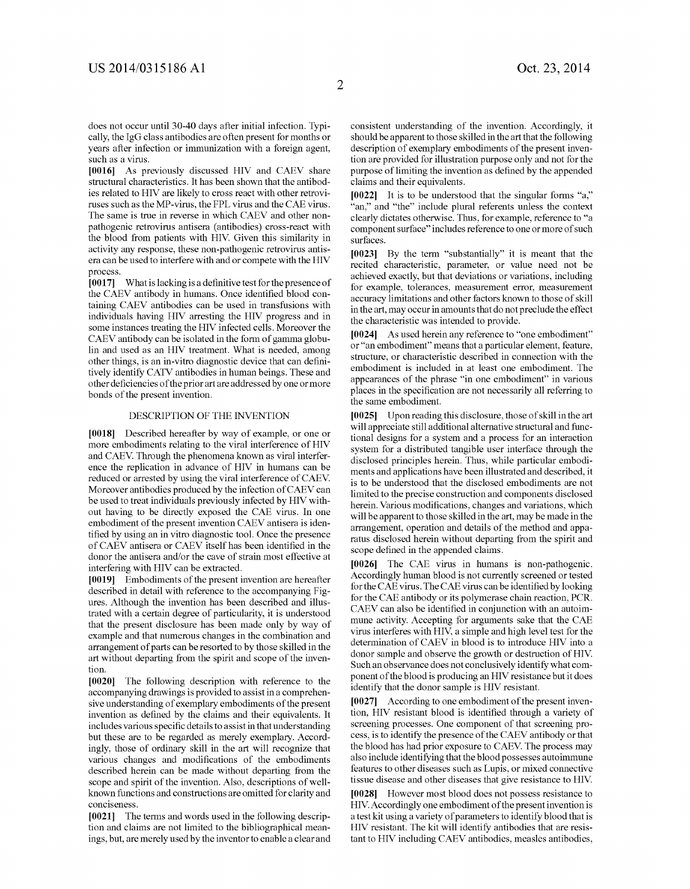does not occur until 30-40 days after initial infection. Typically, the IgG class antibodies are often present for months or years after infection or immunization with a foreign agent, such as a virus.

**[0016]** As previously discussed HIV and CAEV share structural characteristics. It has been shown that the antibodies related to HIV are likely to cross react with other retroviruses such as the MP-virus, the FPL virus and the CAE virus. The same is true in reverse in which CAEV and other non-pathogenic retrovirus antisera (antibodies) cross-react with the blood from patients with HIV. Given this similarity in activity any response, these non-pathogenic retrovirus antisera can be used to interfere with and or compete with the HIV process.

**[0017]** What is lacking is a definitive test for the presence of the CAEV antibody in humans. Once identified blood containing CAEV antibodies can be used in transfusions with individuals having HIV arresting the HIV progress and in some instances treating the HIV infected cells. Moreover the CAEV antibody can be isolated in the form of gamma globulin and used as an HIV treatment. What is needed, among other things, is an in-vitro diagnostic device that can definitively identify CATV antibodies in human beings. These and other deficiencies of the prior art are addressed by one or more bonds of the present invention.

## DESCRIPTION OF THE INVENTION

**[0018]** Described hereafter by way of example, or one or more embodiments relating to the viral interference of HIV and CAEV. Through the phenomena known as viral interference the replication in advance of HIV in humans can be reduced or arrested by using the viral interference of CAEV. Moreover antibodies produced by the infection of CAEV can be used to treat individuals previously infected by HIV without having to be directly exposed the CAE virus. In one embodiment of the present invention CAEV antisera is identified by using an in vitro diagnostic tool. Once the presence of CAEV antisera or CAEV itself has been identified in the donor the antisera and/or the cave of strain most effective at interfering with HIV can be extracted.

**[0019]** Embodiments of the present invention are hereafter described in detail with reference to the accompanying Figures. Although the invention has been described and illustrated with a certain degree of particularity, it is understood that the present disclosure has been made only by way of example and that numerous changes in the combination and arrangement of parts can be resorted to by those skilled in the art without departing from the spirit and scope of the invention.

**[0020]** The following description with reference to the accompanying drawings is provided to assist in a comprehensive understanding of exemplary embodiments of the present invention as defined by the claims and their equivalents. It includes various specific details to assist in that understanding but these are to be regarded as merely exemplary. Accordingly, those of ordinary skill in the art will recognize that various changes and modifications of the embodiments described herein can be made without departing from the scope and spirit of the invention. Also, descriptions of well-known functions and constructions are omitted for clarity and conciseness.

**[0021]** The terms and words used in the following description and claims are not limited to the bibliographical meanings, but, are merely used by the inventor to enable a clear and consistent understanding of the invention. Accordingly, it should be apparent to those skilled in the art that the following description of exemplary embodiments of the present invention are provided for illustration purpose only and not for the purpose of limiting the invention as defined by the appended claims and their equivalents.

**[0022]** It is to be understood that the singular forms "a," "an," and "the" include plural referents unless the context clearly dictates otherwise. Thus, for example, reference to "a component surface" includes reference to one or more of such surfaces.

**[0023]** By the term "substantially" it is meant that the recited characteristic, parameter, or value need not be achieved exactly, but that deviations or variations, including for example, tolerances, measurement error, measurement accuracy limitations and other factors known to those of skill in the art, may occur in amounts that do not preclude the effect the characteristic was intended to provide.

**[0024]** As used herein any reference to "one embodiment" or "an embodiment" means that a particular element, feature, structure, or characteristic described in connection with the embodiment is included in at least one embodiment. The appearances of the phrase "in one embodiment" in various places in the specification are not necessarily all referring to the same embodiment.

**[0025]** Upon reading this disclosure, those of skill in the art will appreciate still additional alternative structural and functional designs for a system and a process for an interaction system for a distributed tangible user interface through the disclosed principles herein. Thus, while particular embodiments and applications have been illustrated and described, it is to be understood that the disclosed embodiments are not limited to the precise construction and components disclosed herein. Various modifications, changes and variations, which will be apparent to those skilled in the art, may be made in the arrangement, operation and details of the method and apparatus disclosed herein without departing from the spirit and scope defined in the appended claims.

**[0026]** The CAE virus in humans is non-pathogenic. Accordingly human blood is not currently screened or tested for the CAE virus. The CAE virus can be identified by looking for the CAE antibody or its polymerase chain reaction, PCR. CAEV can also be identified in conjunction with an autoimmune activity. Accepting for arguments sake that the CAE virus interferes with HIV, a simple and high level test for the determination of CAEV in blood is to introduce HIV into a donor sample and observe the growth or destruction of HIV. Such an observance does not conclusively identify what component of the blood is producing an HIV resistance but it does identify that the donor sample is HIV resistant.

**[0027]** According to one embodiment of the present invention, HIV resistant blood is identified through a variety of screening processes. One component of that screening process, is to identify the presence of the CAEV antibody or that the blood has had prior exposure to CAEV. The process may also include identifying that the blood possesses autoimmune features to other diseases such as Lupis, or mixed connective tissue disease and other diseases that give resistance to HIV.

**[0028]** However most blood does not possess resistance to HIV. Accordingly one embodiment of the present invention is a test kit using a variety of parameters to identify blood that is HIV resistant. The kit will identify antibodies that are resistant to HIV including CAEV antibodies, measles antibodies,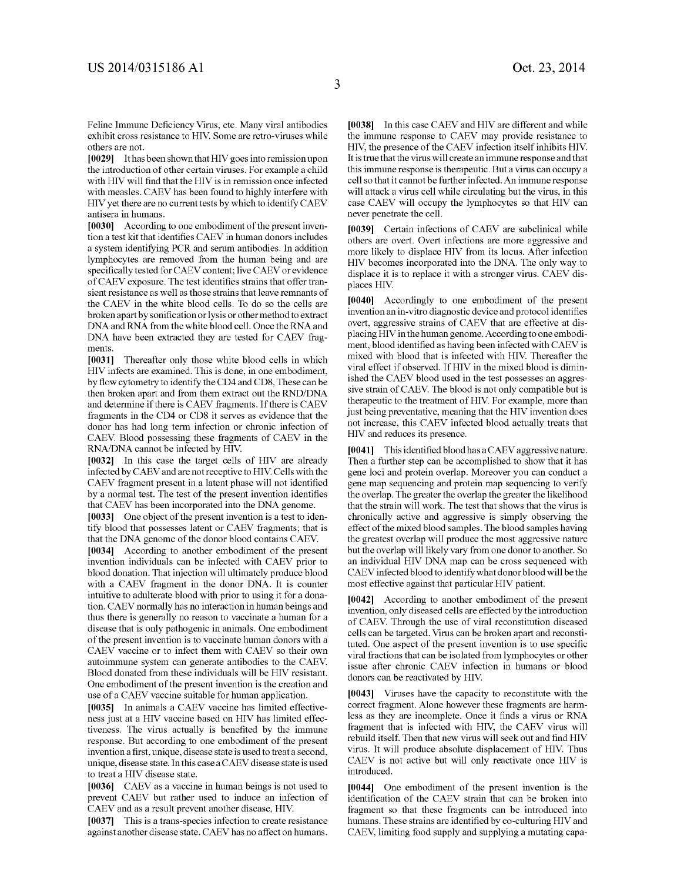Feline Immune Deficiency Virus, etc. Many viral antibodies exhibit cross resistance to HIV. Some are retro-viruses while others are not.

**[0029]** It has been shown that HIV goes into remission upon the introduction of other certain viruses. For example a child with HIV will find that the HIV is in remission once infected with measles. CAEV has been found to highly interfere with HIV yet there are no current tests by which to identify CAEV antisera in humans.

**[0030]** According to one embodiment of the present invention a test kit that identifies CAEV in human donors includes a system identifying PCR and serum antibodies. In addition lymphocytes are removed from the human being and are specifically tested for CAEV content; live CAEV or evidence of CAEV exposure. The test identifies strains that offer transient resistance as well as those strains that leave remnants of the CAEV in the white blood cells. To do so the cells are broken apart by sonification or lysis or other method to extract DNA and RNA from the white blood cell. Once the RNA and DNA have been extracted they are tested for CAEV fragments.

**[0031]** Thereafter only those white blood cells in which HIV infects are examined. This is done, in one embodiment, by flow cytometry to identify the CD4 and CD8, These can be then broken apart and from them extract out the RND/DNA and determine if there is CAEV fragments. If there is CAEV fragments in the CD4 or CD8 it serves as evidence that the donor has had long term infection or chronic infection of CAEV. Blood possessing these fragments of CAEV in the RNA/DNA cannot be infected by HIV.

**[0032]** In this case the target cells of HIV are already infected by CAEV and are not receptive to HIV. Cells with the CAEV fragment present in a latent phase will not identified by a normal test. The test of the present invention identifies that CAEV has been incorporated into the DNA genome.

**[0033]** One object of the present invention is a test to identify blood that possesses latent or CAEV fragments; that is that the DNA genome of the donor blood contains CAEV.

**[0034]** According to another embodiment of the present invention individuals can be infected with CAEV prior to blood donation. That injection will ultimately produce blood with a CAEV fragment in the donor DNA. It is counter intuitive to adulterate blood with prior to using it for a donation. CAEV normally has no interaction in human beings and thus there is generally no reason to vaccinate a human for a disease that is only pathogenic in animals. One embodiment of the present invention is to vaccinate human donors with a CAEV vaccine or to infect them with CAEV so their own autoimmune system can generate antibodies to the CAEV. Blood donated from these individuals will be HIV resistant. One embodiment of the present invention is the creation and use of a CAEV vaccine suitable for human application.

**[0035]** In animals a CAEV vaccine has limited effectiveness just at a HIV vaccine based on HIV has limited effectiveness. The virus actually is benefited by the immune response. But according to one embodiment of the present invention a first, unique, disease state is used to treat a second, unique, disease state. In this case a CAEV disease state is used to treat a HIV disease state.

**[0036]** CAEV as a vaccine in human beings is not used to prevent CAEV but rather used to induce an infection of CAEV and as a result prevent another disease, HIV.

**[0037]** This is a trans-species infection to create resistance against another disease state. CAEV has no affect on humans.

**[0038]** In this case CAEV and HIV are different and while the immune response to CAEV may provide resistance to HIV, the presence of the CAEV infection itself inhibits HIV. It is true that the virus will create an immune response and that this immune response is therapeutic. But a virus can occupy a cell so that it cannot be further infected. An immune response will attack a virus cell while circulating but the virus, in this case CAEV will occupy the lymphocytes so that HIV can never penetrate the cell.

**[0039]** Certain infections of CAEV are subclinical while others are overt. Overt infections are more aggressive and more likely to displace HIV from its locus. After infection HIV becomes incorporated into the DNA. The only way to displace it is to replace it with a stronger virus. CAEV displaces HIV.

**[0040]** Accordingly to one embodiment of the present invention an in-vitro diagnostic device and protocol identifies overt, aggressive strains of CAEV that are effective at displacing HIV in the human genome. According to one embodiment, blood identified as having been infected with CAEV is mixed with blood that is infected with HIV. Thereafter the viral effect if observed. If HIV in the mixed blood is diminished the CAEV blood used in the test possesses an aggressive strain of CAEV. The blood is not only compatible but is therapeutic to the treatment of HIV. For example, more than just being preventative, meaning that the HIV invention does not increase, this CAEV infected blood actually treats that HIV and reduces its presence.

**[0041]** This identified blood has a CAEV aggressive nature. Then a further step can be accomplished to show that it has gene loci and protein overlap. Moreover you can conduct a gene map sequencing and protein map sequencing to verify the overlap. The greater the overlap the greater the likelihood that the strain will work. The test that shows that the virus is chronically active and aggressive is simply observing the effect of the mixed blood samples. The blood samples having the greatest overlap will produce the most aggressive nature but the overlap will likely vary from one donor to another. So an individual HIV DNA map can be cross sequenced with CAEV infected blood to identify what donor blood will be the most effective against that particular HIV patient.

**[0042]** According to another embodiment of the present invention, only diseased cells are effected by the introduction of CAEV. Through the use of viral reconstitution diseased cells can be targeted. Virus can be broken apart and reconstituted. One aspect of the present invention is to use specific viral fractions that can be isolated from lymphocytes or other issue after chronic CAEV infection in humans or blood donors can be reactivated by HIV.

**[0043]** Viruses have the capacity to reconstitute with the correct fragment. Alone however these fragments are harmless as they are incomplete. Once it finds a virus or RNA fragment that is infected with HIV, the CAEV virus will rebuild itself. Then that new virus will seek out and find HIV virus. It will produce absolute displacement of HIV. Thus CAEV is not active but will only reactivate once HIV is introduced.

**[0044]** One embodiment of the present invention is the identification of the CAEV strain that can be broken into fragment so that these fragments can be introduced into humans. These strains are identified by co-culturing HIV and CAEV, limiting food supply and supplying a mutating capa-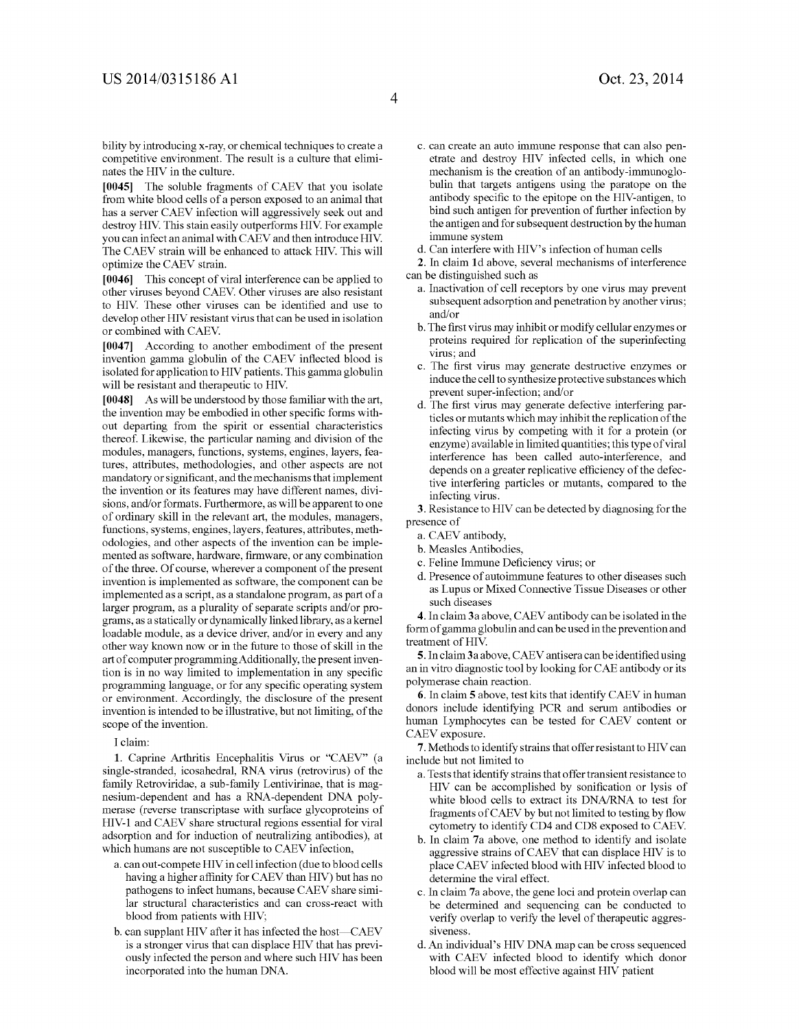bility by introducing x-ray, or chemical techniques to create a competitive environment. The result is a culture that eliminates the HIV in the culture.

[0045] The soluble fragments of CAEV that you isolate from white blood cells of a person exposed to an animal that has a server CAEV infection will aggressively seek out and destroy HIV. This stain easily outperforms HIV. For example you can infect an animal with CAEV and then introduce HIV. The CAEV strain will be enhanced to attack HIV. This will optimize the CAEV strain.

[0046] This concept of viral interference can be applied to other viruses beyond CAEV. Other viruses are also resistant to HIV. These other viruses can be identified and use to develop other HIV resistant virus that can be used in isolation or combined with CAEV.

[0047] According to another embodiment of the present invention gamma globulin of the CAEV inflected blood is isolated for application to HIV patients. This gamma globulin will be resistant and therapeutic to HIV.

[0048] As will be understood by those familiar with the art, the invention may be embodied in other specific forms without departing from the spirit or essential characteristics thereof. Likewise, the particular naming and division of the modules, managers, functions, systems, engines, layers, features, attributes, methodologies, and other aspects are not mandatory or significant, and the mechanisms that implement the invention or its features may have different names, divisions, and/or formats. Furthermore, as will be apparent to one of ordinary skill in the relevant art, the modules, managers, functions, systems, engines, layers, features, attributes, methodologies, and other aspects of the invention can be implemented as software, hardware, firmware, or any combination of the three. Of course, wherever a component of the present invention is implemented as software, the component can be implemented as a script, as a standalone program, as part of a larger program, as a plurality of separate scripts and/or programs, as a statically or dynamically linked library, as a kernel loadable module, as a device driver, and/or in every and any other way known now or in the future to those of skill in the art of computer programming Additionally, the present invention is in no way limited to implementation in any specific programming language, or for any specific operating system or environment. Accordingly, the disclosure of the present invention is intended to be illustrative, but not limiting, of the scope of the invention.

I claim:

1. Caprine Arthritis Encephalitis Virus or "CAEV" (a single-stranded, icosahedral, RNA virus (retrovirus) of the family Retroviridae, a sub-family Lentivirinae, that is magnesium-dependent and has a RNA-dependent DNA polymerase (reverse transcriptase with surface glycoproteins of HIV-1 and CAEV share structural regions essential for viral adsorption and for induction of neutralizing antibodies), at which humans are not susceptible to CAEV infection,
   - a. can out-compete HIV in cell infection (due to blood cells having a higher affinity for CAEV than HIV) but has no pathogens to infect humans, because CAEV share similar structural characteristics and can cross-react with blood from patients with HIV;
   - b. can supplant HIV after it has infected the host—CAEV is a stronger virus that can displace HIV that has previously infected the person and where such HIV has been incorporated into the human DNA.
   - c. can create an auto immune response that can also penetrate and destroy HIV infected cells, in which one mechanism is the creation of an antibody-immunoglobulin that targets antigens using the paratope on the antibody specific to the epitope on the HIV-antigen, to bind such antigen for prevention of further infection by the antigen and for subsequent destruction by the human immune system
   - d. Can interfere with HIV's infection of human cells

2. In claim 1d above, several mechanisms of interference can be distinguished such as
   - a. Inactivation of cell receptors by one virus may prevent subsequent adsorption and penetration by another virus; and/or
   - b. The first virus may inhibit or modify cellular enzymes or proteins required for replication of the superinfecting virus; and
   - c. The first virus may generate destructive enzymes or induce the cell to synthesize protective substances which prevent super-infection; and/or
   - d. The first virus may generate defective interfering particles or mutants which may inhibit the replication of the infecting virus by competing with it for a protein (or enzyme) available in limited quantities; this type of viral interference has been called auto-interference, and depends on a greater replicative efficiency of the defective interfering particles or mutants, compared to the infecting virus.

3. Resistance to HIV can be detected by diagnosing for the presence of
   - a. CAEV antibody,
   - b. Measles Antibodies,
   - c. Feline Immune Deficiency virus; or
   - d. Presence of autoimmune features to other diseases such as Lupus or Mixed Connective Tissue Diseases or other such diseases

4. In claim 3a above, CAEV antibody can be isolated in the form of gamma globulin and can be used in the prevention and treatment of HIV.

5. In claim 3a above, CAEV antisera can be identified using an in vitro diagnostic tool by looking for CAE antibody or its polymerase chain reaction.

6. In claim 5 above, test kits that identify CAEV in human donors include identifying PCR and serum antibodies or human Lymphocytes can be tested for CAEV content or CAEV exposure.

7. Methods to identify strains that offer resistant to HIV can include but not limited to
   - a. Tests that identify strains that offer transient resistance to HIV can be accomplished by sonification or lysis of white blood cells to extract its DNA/RNA to test for fragments of CAEV by but not limited to testing by flow cytometry to identify CD4 and CD8 exposed to CAEV.
   - b. In claim 7a above, one method to identify and isolate aggressive strains of CAEV that can displace HIV is to place CAEV infected blood with HIV infected blood to determine the viral effect.
   - c. In claim 7a above, the gene loci and protein overlap can be determined and sequencing can be conducted to verify overlap to verify the level of therapeutic aggressiveness.
   - d. An individual's HIV DNA map can be cross sequenced with CAEV infected blood to identify which donor blood will be most effective against HIV patient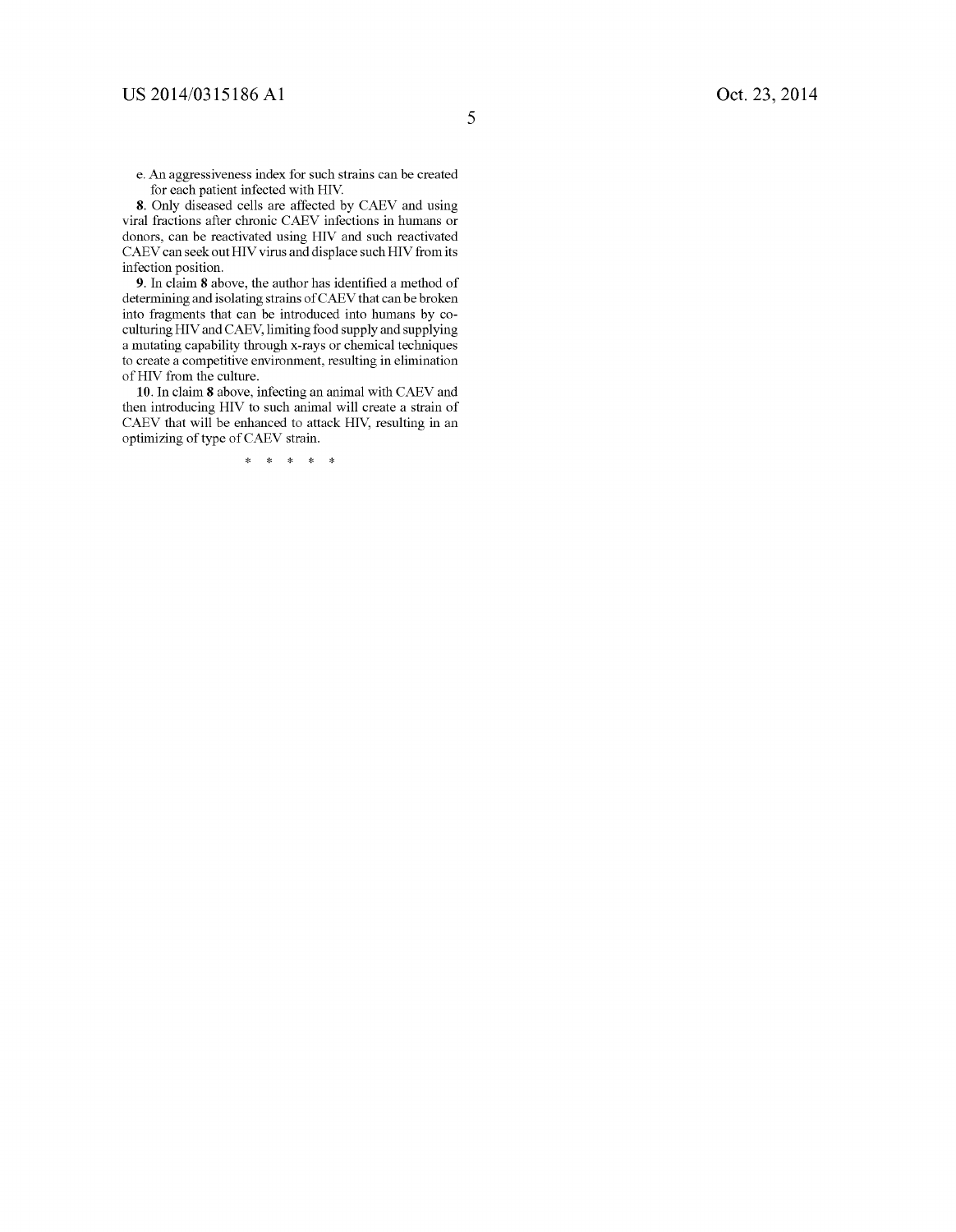e. An aggressiveness index for such strains can be created for each patient infected with HIV.

**8**. Only diseased cells are affected by CAEV and using viral fractions after chronic CAEV infections in humans or donors, can be reactivated using HIV and such reactivated CAEV can seek out HIV virus and displace such HIV from its infection position.

**9**. In claim **8** above, the author has identified a method of determining and isolating strains of CAEV that can be broken into fragments that can be introduced into humans by co-culturing HIV and CAEV, limiting food supply and supplying a mutating capability through x-rays or chemical techniques to create a competitive environment, resulting in elimination of HIV from the culture.

**10**. In claim **8** above, infecting an animal with CAEV and then introducing HIV to such animal will create a strain of CAEV that will be enhanced to attack HIV, resulting in an optimizing of type of CAEV strain.

* * * * *